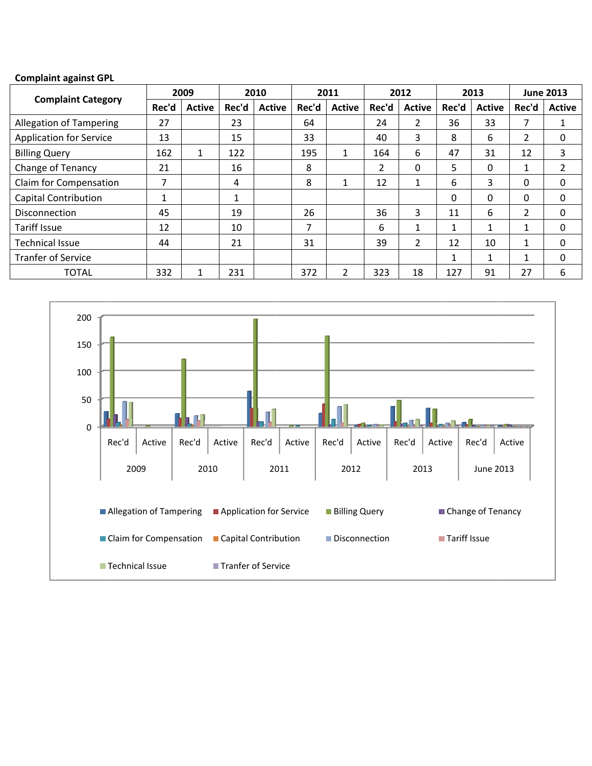**Complaint against GPL**

| Complaint Category | 2009 | | 2010 | | 2011 | | 2012 | | 2013 | | June 2013 | |
|---|---|---|---|---|---|---|---|---|---|---|---|---|
| | Rec'd | Active | Rec'd | Active | Rec'd | Active | Rec'd | Active | Rec'd | Active | Rec'd | Active |
| Allegation of Tampering | 27 | | 23 | | 64 | | 24 | 2 | 36 | 33 | 7 | 1 |
| Application for Service | 13 | | 15 | | 33 | | 40 | 3 | 8 | 6 | 2 | 0 |
| Billing Query | 162 | 1 | 122 | | 195 | 1 | 164 | 6 | 47 | 31 | 12 | 3 |
| Change of Tenancy | 21 | | 16 | | 8 | | 2 | 0 | 5 | 0 | 1 | 2 |
| Claim for Compensation | 7 | | 4 | | 8 | 1 | 12 | 1 | 6 | 3 | 0 | 0 |
| Capital Contribution | 1 | | 1 | | | | | | 0 | 0 | 0 | 0 |
| Disconnection | 45 | | 19 | | 26 | | 36 | 3 | 11 | 6 | 2 | 0 |
| Tariff Issue | 12 | | 10 | | 7 | | 6 | 1 | 1 | 1 | 1 | 0 |
| Technical Issue | 44 | | 21 | | 31 | | 39 | 2 | 12 | 10 | 1 | 0 |
| Tranfer of Service | | | | | | | | | 1 | 1 | 1 | 0 |
| TOTAL | 332 | 1 | 231 | | 372 | 2 | 323 | 18 | 127 | 91 | 27 | 6 |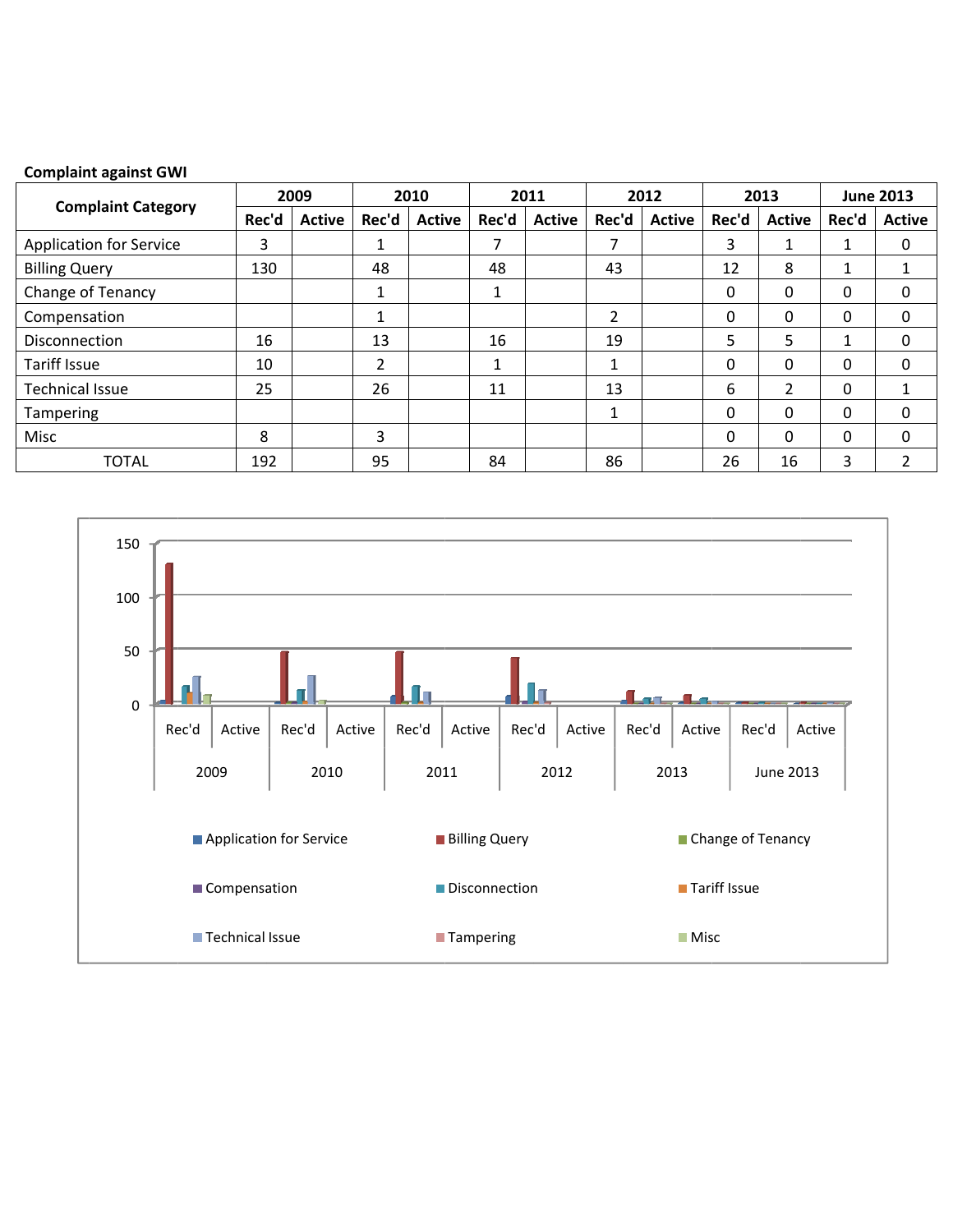**Complaint against GWI**

| Complaint Category | 2009 | | 2010 | | 2011 | | 2012 | | 2013 | | June 2013 | |
|---|---|---|---|---|---|---|---|---|---|---|---|---|
| | Rec'd | Active | Rec'd | Active | Rec'd | Active | Rec'd | Active | Rec'd | Active | Rec'd | Active |
| Application for Service | 3 | | 1 | | 7 | | 7 | | 3 | 1 | 1 | 0 |
| Billing Query | 130 | | 48 | | 48 | | 43 | | 12 | 8 | 1 | 1 |
| Change of Tenancy | | | 1 | | 1 | | | | 0 | 0 | 0 | 0 |
| Compensation | | | 1 | | | | 2 | | 0 | 0 | 0 | 0 |
| Disconnection | 16 | | 13 | | 16 | | 19 | | 5 | 5 | 1 | 0 |
| Tariff Issue | 10 | | 2 | | 1 | | 1 | | 0 | 0 | 0 | 0 |
| Technical Issue | 25 | | 26 | | 11 | | 13 | | 6 | 2 | 0 | 1 |
| Tampering | | | | | | | 1 | | 0 | 0 | 0 | 0 |
| Misc | 8 | | 3 | | | | | | 0 | 0 | 0 | 0 |
| TOTAL | 192 | | 95 | | 84 | | 86 | | 26 | 16 | 3 | 2 |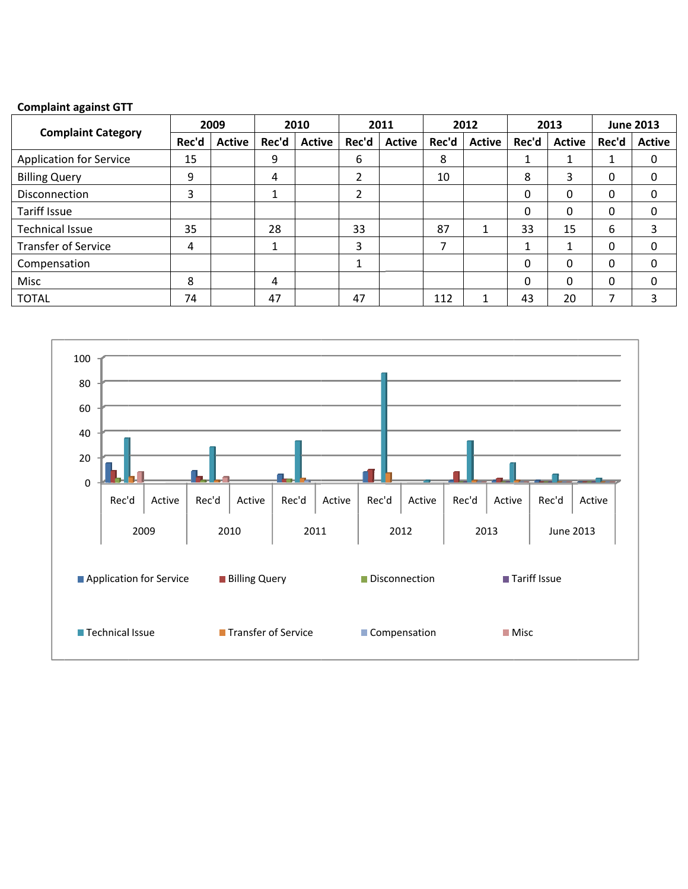**Complaint against GTT**

| Complaint Category | 2009 | | 2010 | | 2011 | | 2012 | | 2013 | | June 2013 | |
|---|---|---|---|---|---|---|---|---|---|---|---|---|
| | Rec'd | Active | Rec'd | Active | Rec'd | Active | Rec'd | Active | Rec'd | Active | Rec'd | Active |
| Application for Service | 15 | | 9 | | 6 | | 8 | | 1 | 1 | 1 | 0 |
| Billing Query | 9 | | 4 | | 2 | | 10 | | 8 | 3 | 0 | 0 |
| Disconnection | 3 | | 1 | | 2 | | | | 0 | 0 | 0 | 0 |
| Tariff Issue | | | | | | | | | 0 | 0 | 0 | 0 |
| Technical Issue | 35 | | 28 | | 33 | | 87 | 1 | 33 | 15 | 6 | 3 |
| Transfer of Service | 4 | | 1 | | 3 | | 7 | | 1 | 1 | 0 | 0 |
| Compensation | | | | | 1 | | | | 0 | 0 | 0 | 0 |
| Misc | 8 | | 4 | | | | | | 0 | 0 | 0 | 0 |
| TOTAL | 74 | | 47 | | 47 | | 112 | 1 | 43 | 20 | 7 | 3 |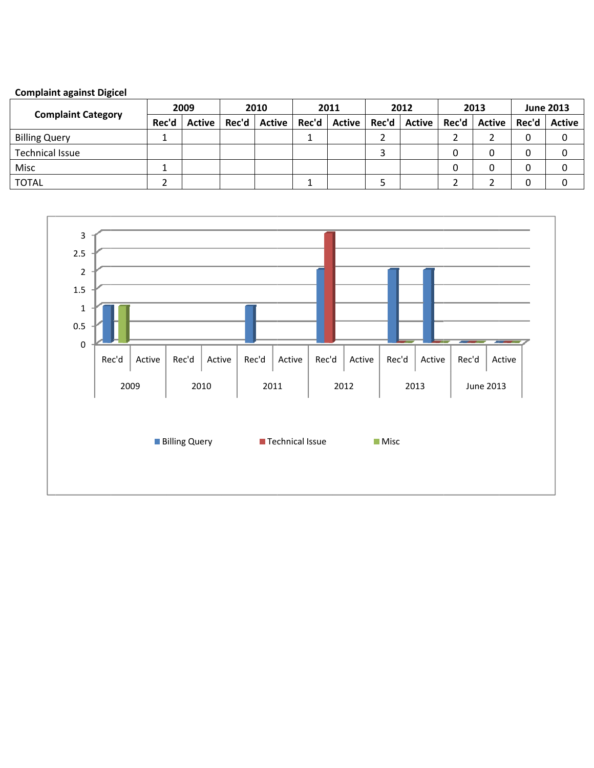**Complaint against Digicel**

| Complaint Category | 2009 | | 2010 | | 2011 | | 2012 | | 2013 | | June 2013 | |
|---|---|---|---|---|---|---|---|---|---|---|---|---|
| | Rec'd | Active | Rec'd | Active | Rec'd | Active | Rec'd | Active | Rec'd | Active | Rec'd | Active |
| Billing Query | 1 | | | | 1 | | 2 | | 2 | 2 | 0 | 0 |
| Technical Issue | | | | | | | 3 | | 0 | 0 | 0 | 0 |
| Misc | 1 | | | | | | | | 0 | 0 | 0 | 0 |
| TOTAL | 2 | | | | 1 | | 5 | | 2 | 2 | 0 | 0 |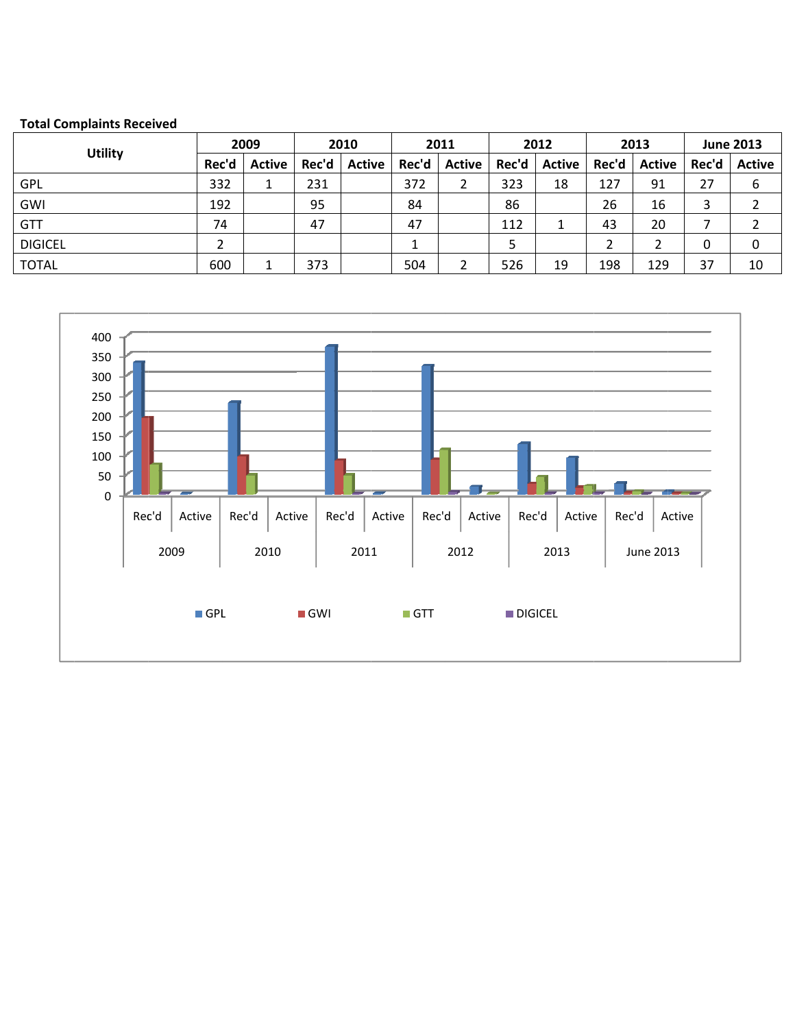**Total Complaints Received**

| Utility | 2009 | | 2010 | | 2011 | | 2012 | | 2013 | | June 2013 | |
|---|---|---|---|---|---|---|---|---|---|---|---|---|
| | Rec'd | Active | Rec'd | Active | Rec'd | Active | Rec'd | Active | Rec'd | Active | Rec'd | Active |
| GPL | 332 | 1 | 231 | | 372 | 2 | 323 | 18 | 127 | 91 | 27 | 6 |
| GWI | 192 | | 95 | | 84 | | 86 | | 26 | 16 | 3 | 2 |
| GTT | 74 | | 47 | | 47 | | 112 | 1 | 43 | 20 | 7 | 2 |
| DIGICEL | 2 | | | | 1 | | 5 | | 2 | 2 | 0 | 0 |
| TOTAL | 600 | 1 | 373 | | 504 | 2 | 526 | 19 | 198 | 129 | 37 | 10 |

400
350
300
250
200
150
100
50
0

Rec'd Active Rec'd Active Rec'd Active Rec'd Active Rec'd Active Rec'd Active

2009 2010 2011 2012 2013 June 2013

GPL GWI GTT DIGICEL